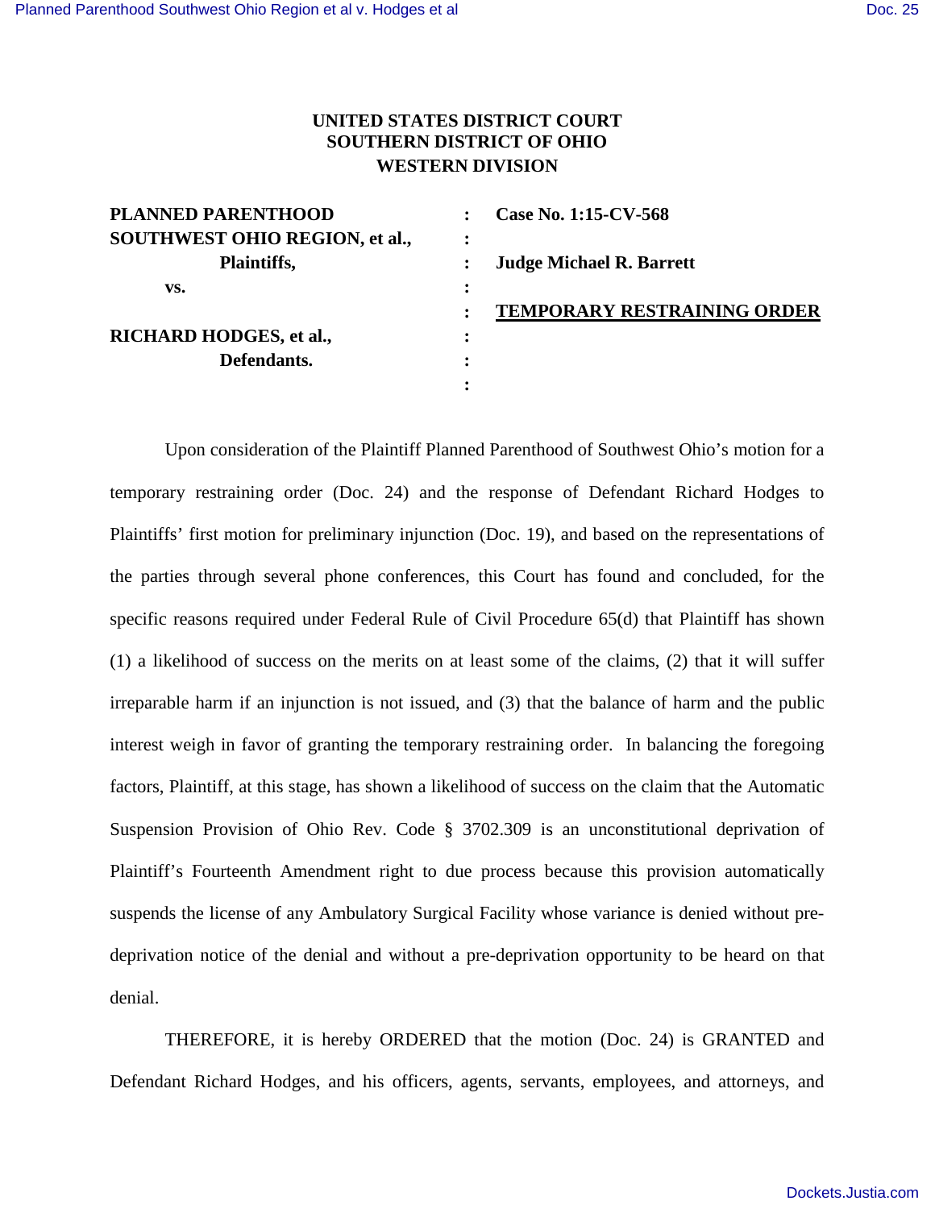**UNITED STATES DISTRICT COURT**
**SOUTHERN DISTRICT OF OHIO**
**WESTERN DIVISION**

| | | |
|---|---|---|
| **PLANNED PARENTHOOD SOUTHWEST OHIO REGION, et al.,** | : | **Case No. 1:15-CV-568** |
| **Plaintiffs,** | : | |
| **vs.** | : | **Judge Michael R. Barrett** |
| | : | **TEMPORARY RESTRAINING ORDER** |
| **RICHARD HODGES, et al.,** | : | |
| **Defendants.** | : | |

Upon consideration of the Plaintiff Planned Parenthood of Southwest Ohio's motion for a temporary restraining order (Doc. 24) and the response of Defendant Richard Hodges to Plaintiffs' first motion for preliminary injunction (Doc. 19), and based on the representations of the parties through several phone conferences, this Court has found and concluded, for the specific reasons required under Federal Rule of Civil Procedure 65(d) that Plaintiff has shown (1) a likelihood of success on the merits on at least some of the claims, (2) that it will suffer irreparable harm if an injunction is not issued, and (3) that the balance of harm and the public interest weigh in favor of granting the temporary restraining order. In balancing the foregoing factors, Plaintiff, at this stage, has shown a likelihood of success on the claim that the Automatic Suspension Provision of Ohio Rev. Code § 3702.309 is an unconstitutional deprivation of Plaintiff's Fourteenth Amendment right to due process because this provision automatically suspends the license of any Ambulatory Surgical Facility whose variance is denied without pre-deprivation notice of the denial and without a pre-deprivation opportunity to be heard on that denial.

THEREFORE, it is hereby ORDERED that the motion (Doc. 24) is GRANTED and Defendant Richard Hodges, and his officers, agents, servants, employees, and attorneys, and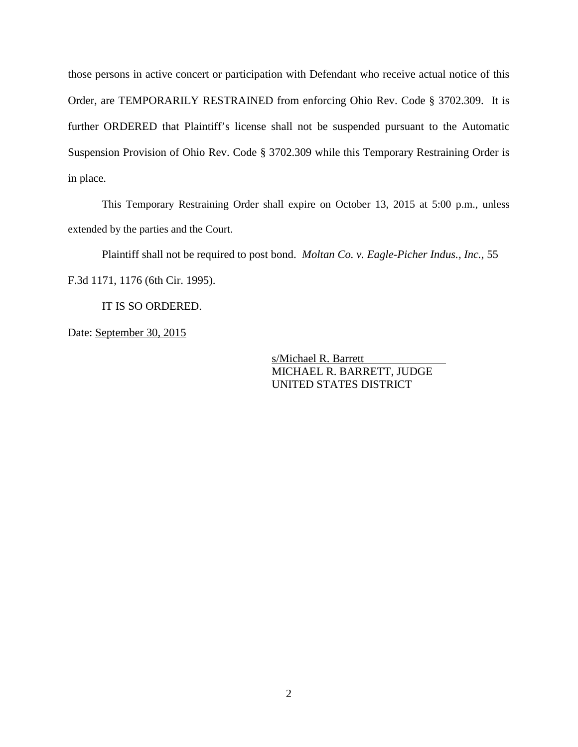those persons in active concert or participation with Defendant who receive actual notice of this Order, are TEMPORARILY RESTRAINED from enforcing Ohio Rev. Code § 3702.309. It is further ORDERED that Plaintiff's license shall not be suspended pursuant to the Automatic Suspension Provision of Ohio Rev. Code § 3702.309 while this Temporary Restraining Order is in place.

This Temporary Restraining Order shall expire on October 13, 2015 at 5:00 p.m., unless extended by the parties and the Court.

Plaintiff shall not be required to post bond. *Moltan Co. v. Eagle-Picher Indus., Inc.*, 55 F.3d 1171, 1176 (6th Cir. 1995).

IT IS SO ORDERED.

Date: September 30, 2015

s/Michael R. Barrett
MICHAEL R. BARRETT, JUDGE
UNITED STATES DISTRICT